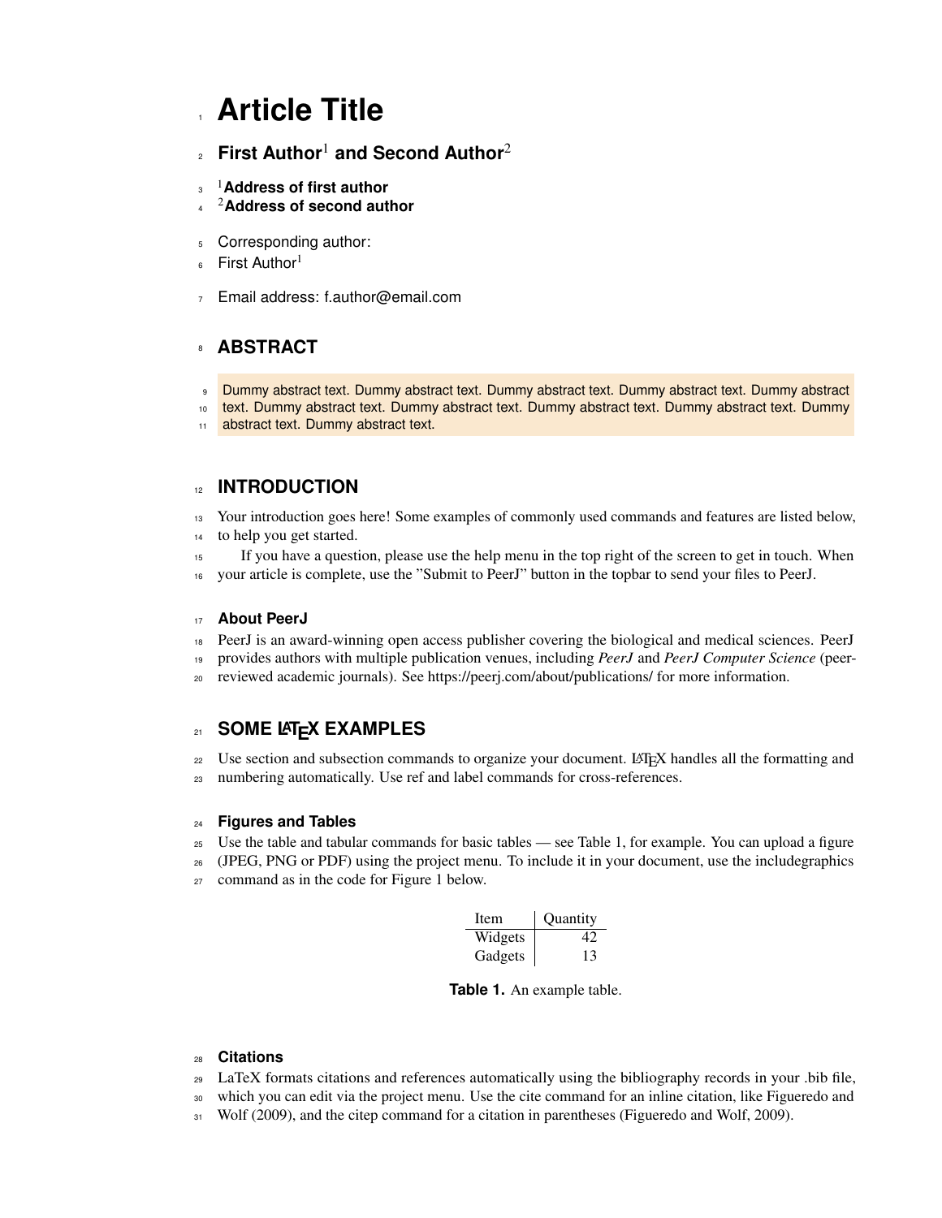# Article Title

**First Author[1] and Second Author[2]**

[1]**Address of first author**
[2]**Address of second author**

Corresponding author:
First Author[1]

Email address: f.author@email.com

## ABSTRACT

Dummy abstract text. Dummy abstract text. Dummy abstract text. Dummy abstract text. Dummy abstract text. Dummy abstract text. Dummy abstract text. Dummy abstract text. Dummy abstract text. Dummy abstract text. Dummy abstract text.

## INTRODUCTION

Your introduction goes here! Some examples of commonly used commands and features are listed below, to help you get started.

If you have a question, please use the help menu in the top right of the screen to get in touch. When your article is complete, use the "Submit to PeerJ" button in the topbar to send your files to PeerJ.

### About PeerJ

PeerJ is an award-winning open access publisher covering the biological and medical sciences. PeerJ provides authors with multiple publication venues, including *PeerJ* and *PeerJ Computer Science* (peer-reviewed academic journals). See https://peerj.com/about/publications/ for more information.

## SOME LATEX EXAMPLES

Use section and subsection commands to organize your document. LATEX handles all the formatting and numbering automatically. Use ref and label commands for cross-references.

### Figures and Tables

Use the table and tabular commands for basic tables — see Table 1, for example. You can upload a figure (JPEG, PNG or PDF) using the project menu. To include it in your document, use the includegraphics command as in the code for Figure 1 below.

| Item | Quantity |
|---|---|
| Widgets | 42 |
| Gadgets | 13 |

**Table 1.** An example table.

### Citations

LaTeX formats citations and references automatically using the bibliography records in your .bib file, which you can edit via the project menu. Use the cite command for an inline citation, like Figueredo and Wolf (2009), and the citep command for a citation in parentheses (Figueredo and Wolf, 2009).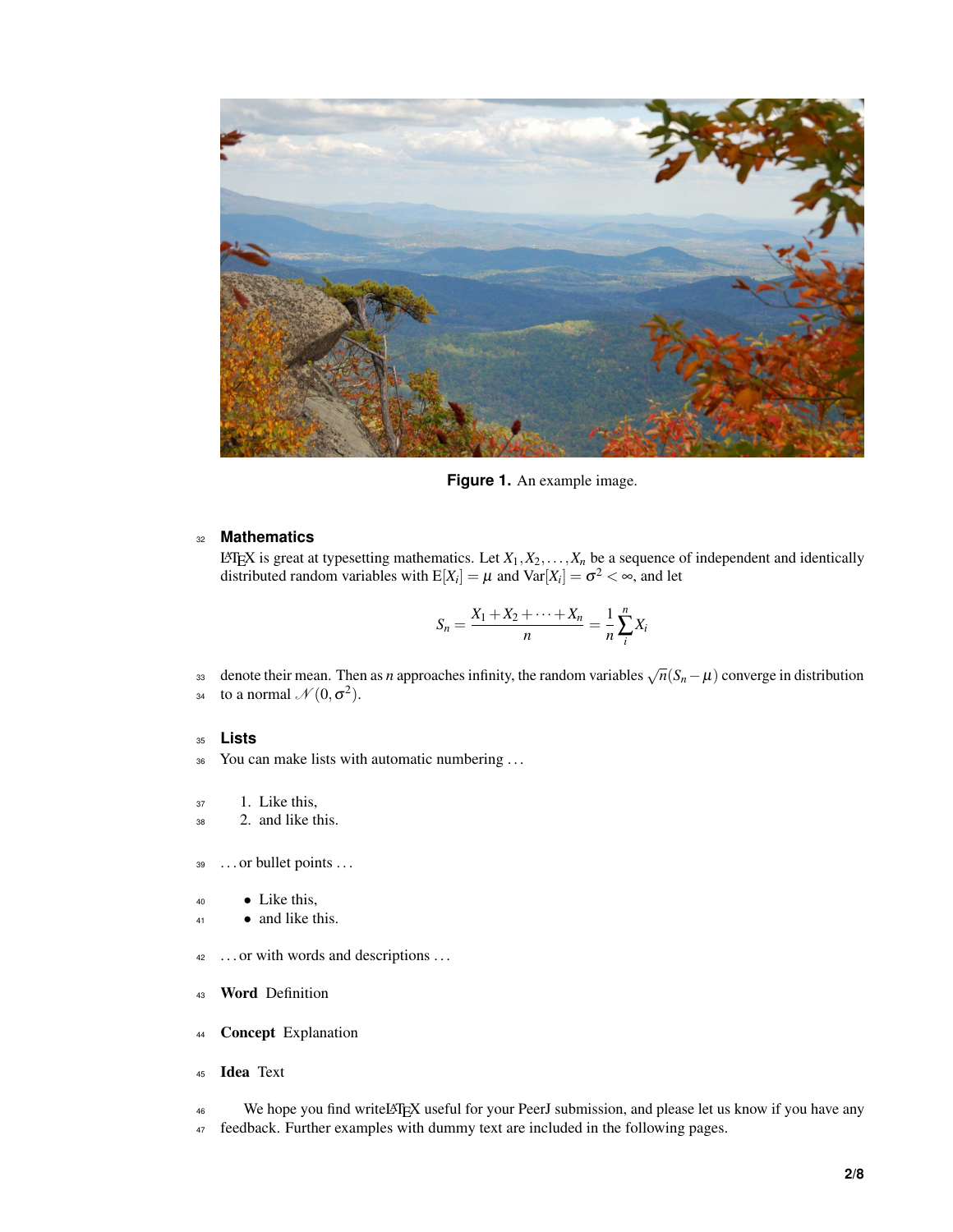Figure 1. An example image.

## Mathematics

LaTeX is great at typesetting mathematics. Let $X_1, X_2, \ldots, X_n$ be a sequence of independent and identically distributed random variables with $\text{E}[X_i] = \mu$ and $\text{Var}[X_i] = \sigma^2 < \infty$, and let

$$S_n = \frac{X_1 + X_2 + \cdots + X_n}{n} = \frac{1}{n}\sum_{i}^{n} X_i$$

denote their mean. Then as $n$ approaches infinity, the random variables $\sqrt{n}(S_n - \mu)$ converge in distribution to a normal $\mathcal{N}(0, \sigma^2)$.

## Lists

You can make lists with automatic numbering . . .

1. Like this,
2. and like this.

. . . or bullet points . . .

- Like this,
- and like this.

. . . or with words and descriptions . . .

**Word** Definition

**Concept** Explanation

**Idea** Text

We hope you find writeLaTeX useful for your PeerJ submission, and please let us know if you have any feedback. Further examples with dummy text are included in the following pages.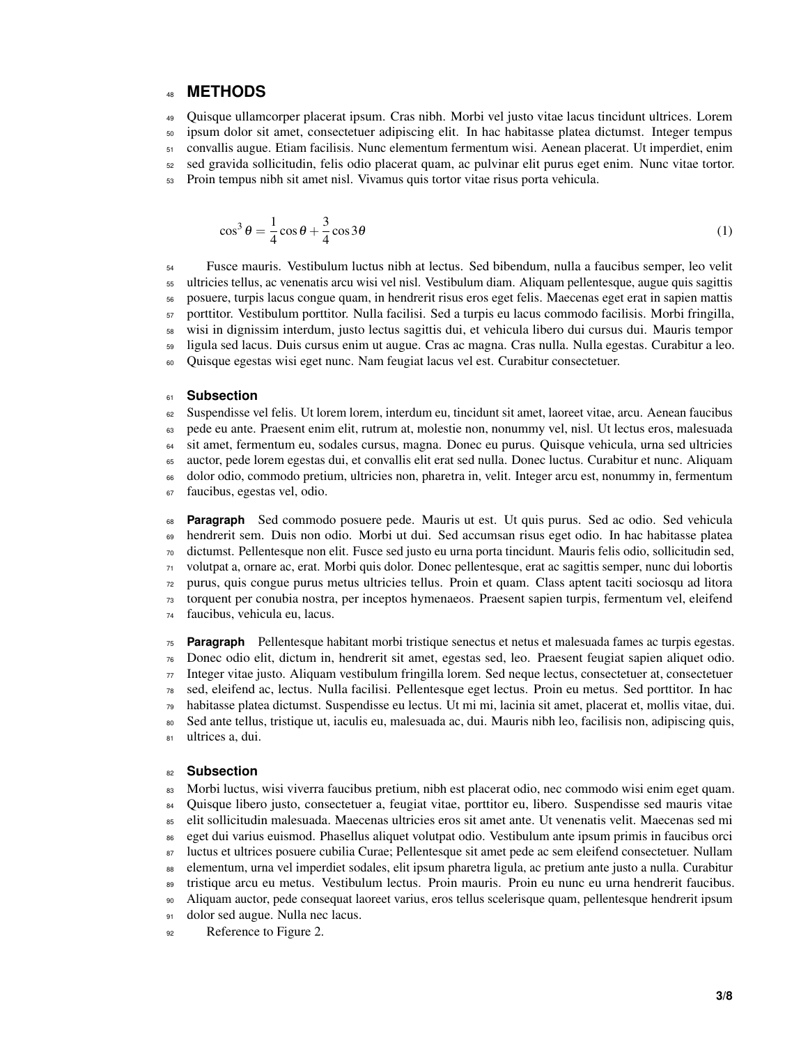# METHODS

Quisque ullamcorper placerat ipsum. Cras nibh. Morbi vel justo vitae lacus tincidunt ultrices. Lorem ipsum dolor sit amet, consectetuer adipiscing elit. In hac habitasse platea dictumst. Integer tempus convallis augue. Etiam facilisis. Nunc elementum fermentum wisi. Aenean placerat. Ut imperdiet, enim sed gravida sollicitudin, felis odio placerat quam, ac pulvinar elit purus eget enim. Nunc vitae tortor. Proin tempus nibh sit amet nisl. Vivamus quis tortor vitae risus porta vehicula.

$$\cos^3\theta = \frac{1}{4}\cos\theta + \frac{3}{4}\cos 3\theta \tag{1}$$

Fusce mauris. Vestibulum luctus nibh at lectus. Sed bibendum, nulla a faucibus semper, leo velit ultricies tellus, ac venenatis arcu wisi vel nisl. Vestibulum diam. Aliquam pellentesque, augue quis sagittis posuere, turpis lacus congue quam, in hendrerit risus eros eget felis. Maecenas eget erat in sapien mattis porttitor. Vestibulum porttitor. Nulla facilisi. Sed a turpis eu lacus commodo facilisis. Morbi fringilla, wisi in dignissim interdum, justo lectus sagittis dui, et vehicula libero dui cursus dui. Mauris tempor ligula sed lacus. Duis cursus enim ut augue. Cras ac magna. Cras nulla. Nulla egestas. Curabitur a leo. Quisque egestas wisi eget nunc. Nam feugiat lacus vel est. Curabitur consectetuer.

## Subsection

Suspendisse vel felis. Ut lorem lorem, interdum eu, tincidunt sit amet, laoreet vitae, arcu. Aenean faucibus pede eu ante. Praesent enim elit, rutrum at, molestie non, nonummy vel, nisl. Ut lectus eros, malesuada sit amet, fermentum eu, sodales cursus, magna. Donec eu purus. Quisque vehicula, urna sed ultricies auctor, pede lorem egestas dui, et convallis elit erat sed nulla. Donec luctus. Curabitur et nunc. Aliquam dolor odio, commodo pretium, ultricies non, pharetra in, velit. Integer arcu est, nonummy in, fermentum faucibus, egestas vel, odio.

**Paragraph** Sed commodo posuere pede. Mauris ut est. Ut quis purus. Sed ac odio. Sed vehicula hendrerit sem. Duis non odio. Morbi ut dui. Sed accumsan risus eget odio. In hac habitasse platea dictumst. Pellentesque non elit. Fusce sed justo eu urna porta tincidunt. Mauris felis odio, sollicitudin sed, volutpat a, ornare ac, erat. Morbi quis dolor. Donec pellentesque, erat ac sagittis semper, nunc dui lobortis purus, quis congue purus metus ultricies tellus. Proin et quam. Class aptent taciti sociosqu ad litora torquent per conubia nostra, per inceptos hymenaeos. Praesent sapien turpis, fermentum vel, eleifend faucibus, vehicula eu, lacus.

**Paragraph** Pellentesque habitant morbi tristique senectus et netus et malesuada fames ac turpis egestas. Donec odio elit, dictum in, hendrerit sit amet, egestas sed, leo. Praesent feugiat sapien aliquet odio. Integer vitae justo. Aliquam vestibulum fringilla lorem. Sed neque lectus, consectetuer at, consectetuer sed, eleifend ac, lectus. Nulla facilisi. Pellentesque eget lectus. Proin eu metus. Sed porttitor. In hac habitasse platea dictumst. Suspendisse eu lectus. Ut mi mi, lacinia sit amet, placerat et, mollis vitae, dui. Sed ante tellus, tristique ut, iaculis eu, malesuada ac, dui. Mauris nibh leo, facilisis non, adipiscing quis, ultrices a, dui.

## Subsection

Morbi luctus, wisi viverra faucibus pretium, nibh est placerat odio, nec commodo wisi enim eget quam. Quisque libero justo, consectetuer a, feugiat vitae, porttitor eu, libero. Suspendisse sed mauris vitae elit sollicitudin malesuada. Maecenas ultricies eros sit amet ante. Ut venenatis velit. Maecenas sed mi eget dui varius euismod. Phasellus aliquet volutpat odio. Vestibulum ante ipsum primis in faucibus orci luctus et ultrices posuere cubilia Curae; Pellentesque sit amet pede ac sem eleifend consectetuer. Nullam elementum, urna vel imperdiet sodales, elit ipsum pharetra ligula, ac pretium ante justo a nulla. Curabitur tristique arcu eu metus. Vestibulum lectus. Proin mauris. Proin eu nunc eu urna hendrerit faucibus. Aliquam auctor, pede consequat laoreet varius, eros tellus scelerisque quam, pellentesque hendrerit ipsum dolor sed augue. Nulla nec lacus.

Reference to Figure 2.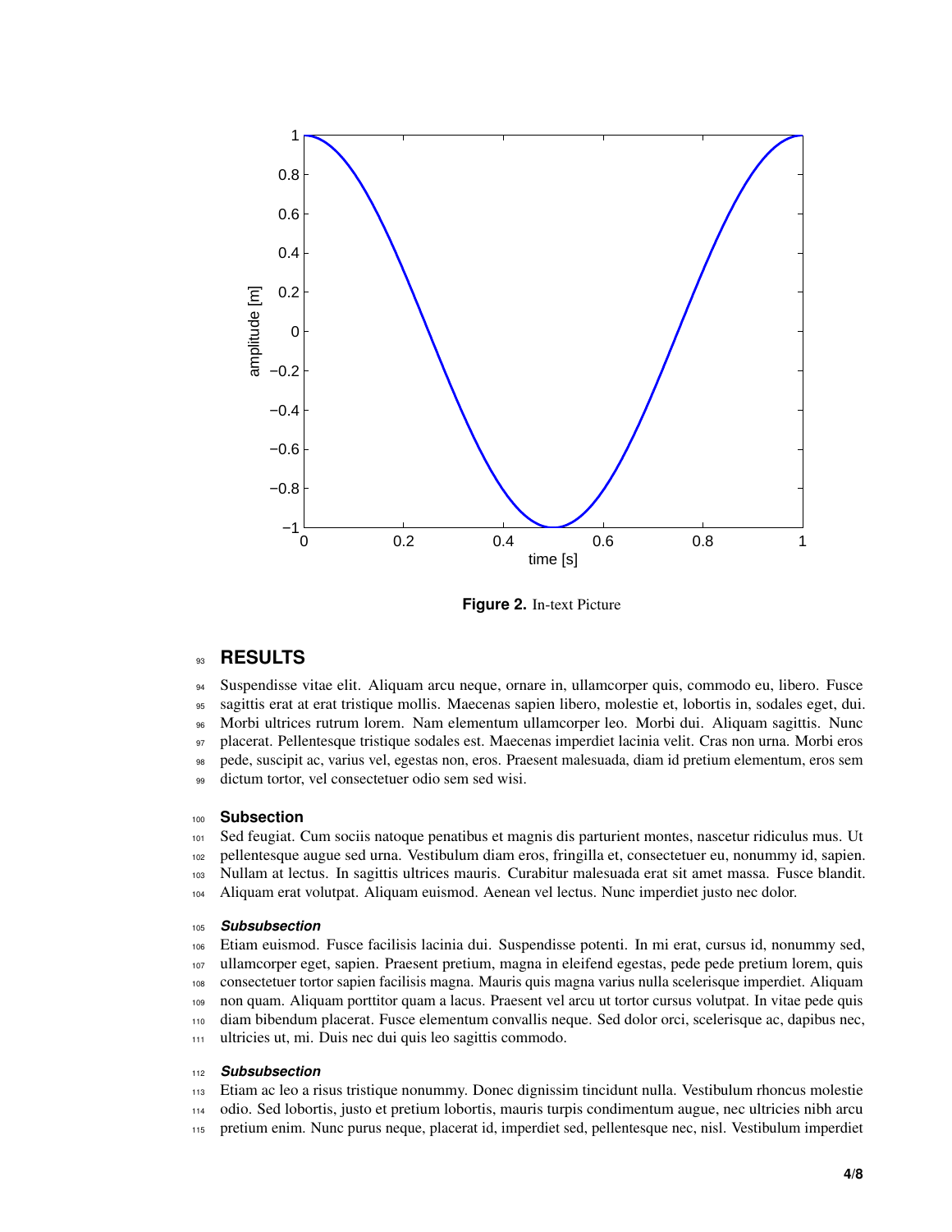Figure 2. In-text Picture

# RESULTS

Suspendisse vitae elit. Aliquam arcu neque, ornare in, ullamcorper quis, commodo eu, libero. Fusce sagittis erat at erat tristique mollis. Maecenas sapien libero, molestie et, lobortis in, sodales eget, dui. Morbi ultrices rutrum lorem. Nam elementum ullamcorper leo. Morbi dui. Aliquam sagittis. Nunc placerat. Pellentesque tristique sodales est. Maecenas imperdiet lacinia velit. Cras non urna. Morbi eros pede, suscipit ac, varius vel, egestas non, eros. Praesent malesuada, diam id pretium elementum, eros sem dictum tortor, vel consectetuer odio sem sed wisi.

## Subsection

Sed feugiat. Cum sociis natoque penatibus et magnis dis parturient montes, nascetur ridiculus mus. Ut pellentesque augue sed urna. Vestibulum diam eros, fringilla et, consectetuer eu, nonummy id, sapien. Nullam at lectus. In sagittis ultrices mauris. Curabitur malesuada erat sit amet massa. Fusce blandit. Aliquam erat volutpat. Aliquam euismod. Aenean vel lectus. Nunc imperdiet justo nec dolor.

### *Subsubsection*

Etiam euismod. Fusce facilisis lacinia dui. Suspendisse potenti. In mi erat, cursus id, nonummy sed, ullamcorper eget, sapien. Praesent pretium, magna in eleifend egestas, pede pede pretium lorem, quis consectetuer tortor sapien facilisis magna. Mauris quis magna varius nulla scelerisque imperdiet. Aliquam non quam. Aliquam porttitor quam a lacus. Praesent vel arcu ut tortor cursus volutpat. In vitae pede quis diam bibendum placerat. Fusce elementum convallis neque. Sed dolor orci, scelerisque ac, dapibus nec, ultricies ut, mi. Duis nec dui quis leo sagittis commodo.

### *Subsubsection*

Etiam ac leo a risus tristique nonummy. Donec dignissim tincidunt nulla. Vestibulum rhoncus molestie odio. Sed lobortis, justo et pretium lobortis, mauris turpis condimentum augue, nec ultricies nibh arcu pretium enim. Nunc purus neque, placerat id, imperdiet sed, pellentesque nec, nisl. Vestibulum imperdiet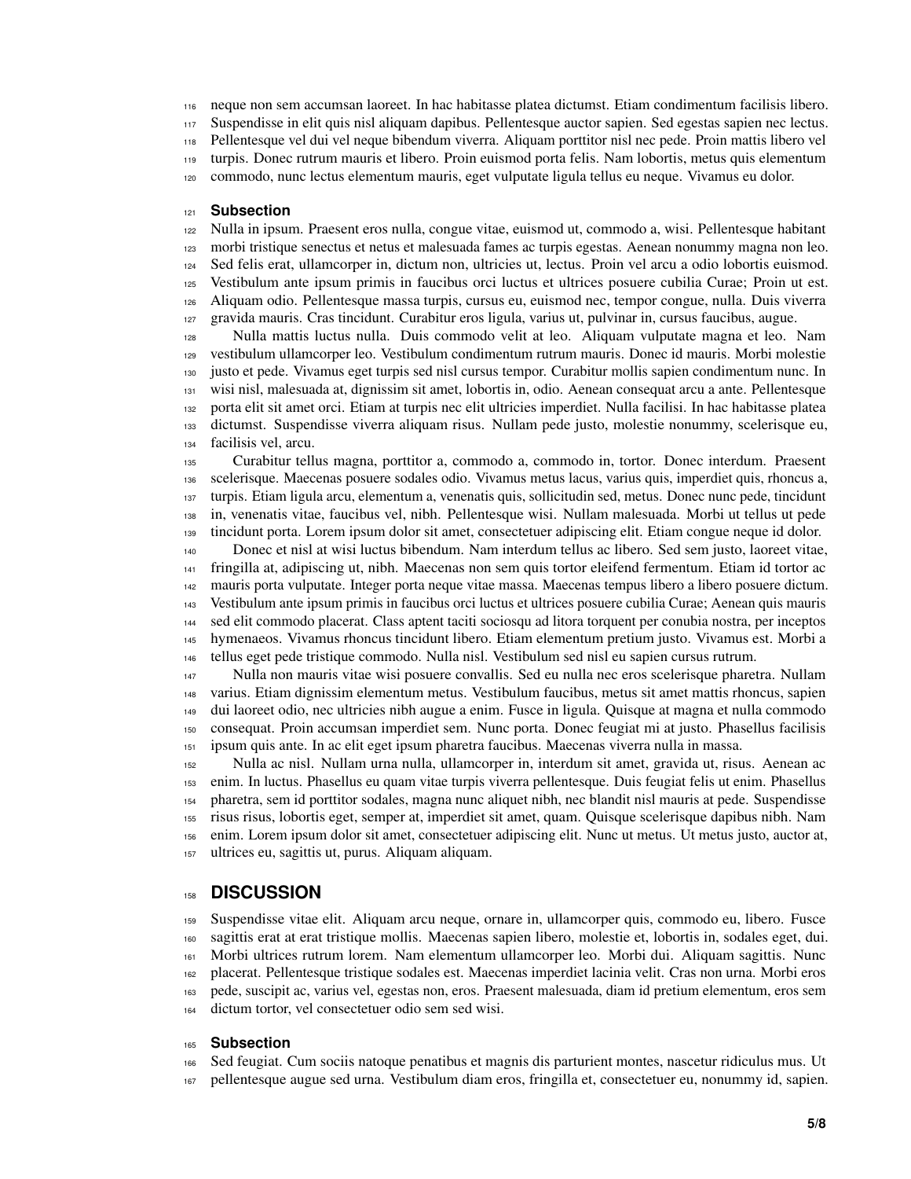neque non sem accumsan laoreet. In hac habitasse platea dictumst. Etiam condimentum facilisis libero. Suspendisse in elit quis nisl aliquam dapibus. Pellentesque auctor sapien. Sed egestas sapien nec lectus. Pellentesque vel dui vel neque bibendum viverra. Aliquam porttitor nisl nec pede. Proin mattis libero vel turpis. Donec rutrum mauris et libero. Proin euismod porta felis. Nam lobortis, metus quis elementum commodo, nunc lectus elementum mauris, eget vulputate ligula tellus eu neque. Vivamus eu dolor.

### Subsection

Nulla in ipsum. Praesent eros nulla, congue vitae, euismod ut, commodo a, wisi. Pellentesque habitant morbi tristique senectus et netus et malesuada fames ac turpis egestas. Aenean nonummy magna non leo. Sed felis erat, ullamcorper in, dictum non, ultricies ut, lectus. Proin vel arcu a odio lobortis euismod. Vestibulum ante ipsum primis in faucibus orci luctus et ultrices posuere cubilia Curae; Proin ut est. Aliquam odio. Pellentesque massa turpis, cursus eu, euismod nec, tempor congue, nulla. Duis viverra gravida mauris. Cras tincidunt. Curabitur eros ligula, varius ut, pulvinar in, cursus faucibus, augue.

Nulla mattis luctus nulla. Duis commodo velit at leo. Aliquam vulputate magna et leo. Nam vestibulum ullamcorper leo. Vestibulum condimentum rutrum mauris. Donec id mauris. Morbi molestie justo et pede. Vivamus eget turpis sed nisl cursus tempor. Curabitur mollis sapien condimentum nunc. In wisi nisl, malesuada at, dignissim sit amet, lobortis in, odio. Aenean consequat arcu a ante. Pellentesque porta elit sit amet orci. Etiam at turpis nec elit ultricies imperdiet. Nulla facilisi. In hac habitasse platea dictumst. Suspendisse viverra aliquam risus. Nullam pede justo, molestie nonummy, scelerisque eu, facilisis vel, arcu.

Curabitur tellus magna, porttitor a, commodo a, commodo in, tortor. Donec interdum. Praesent scelerisque. Maecenas posuere sodales odio. Vivamus metus lacus, varius quis, imperdiet quis, rhoncus a, turpis. Etiam ligula arcu, elementum a, venenatis quis, sollicitudin sed, metus. Donec nunc pede, tincidunt in, venenatis vitae, faucibus vel, nibh. Pellentesque wisi. Nullam malesuada. Morbi ut tellus ut pede tincidunt porta. Lorem ipsum dolor sit amet, consectetuer adipiscing elit. Etiam congue neque id dolor.

Donec et nisl at wisi luctus bibendum. Nam interdum tellus ac libero. Sed sem justo, laoreet vitae, fringilla at, adipiscing ut, nibh. Maecenas non sem quis tortor eleifend fermentum. Etiam id tortor ac mauris porta vulputate. Integer porta neque vitae massa. Maecenas tempus libero a libero posuere dictum. Vestibulum ante ipsum primis in faucibus orci luctus et ultrices posuere cubilia Curae; Aenean quis mauris sed elit commodo placerat. Class aptent taciti sociosqu ad litora torquent per conubia nostra, per inceptos hymenaeos. Vivamus rhoncus tincidunt libero. Etiam elementum pretium justo. Vivamus est. Morbi a tellus eget pede tristique commodo. Nulla nisl. Vestibulum sed nisl eu sapien cursus rutrum.

Nulla non mauris vitae wisi posuere convallis. Sed eu nulla nec eros scelerisque pharetra. Nullam varius. Etiam dignissim elementum metus. Vestibulum faucibus, metus sit amet mattis rhoncus, sapien dui laoreet odio, nec ultricies nibh augue a enim. Fusce in ligula. Quisque at magna et nulla commodo consequat. Proin accumsan imperdiet sem. Nunc porta. Donec feugiat mi at justo. Phasellus facilisis ipsum quis ante. In ac elit eget ipsum pharetra faucibus. Maecenas viverra nulla in massa.

Nulla ac nisl. Nullam urna nulla, ullamcorper in, interdum sit amet, gravida ut, risus. Aenean ac enim. In luctus. Phasellus eu quam vitae turpis viverra pellentesque. Duis feugiat felis ut enim. Phasellus pharetra, sem id porttitor sodales, magna nunc aliquet nibh, nec blandit nisl mauris at pede. Suspendisse risus risus, lobortis eget, semper at, imperdiet sit amet, quam. Quisque scelerisque dapibus nibh. Nam enim. Lorem ipsum dolor sit amet, consectetuer adipiscing elit. Nunc ut metus. Ut metus justo, auctor at, ultrices eu, sagittis ut, purus. Aliquam aliquam.

## DISCUSSION

Suspendisse vitae elit. Aliquam arcu neque, ornare in, ullamcorper quis, commodo eu, libero. Fusce sagittis erat at erat tristique mollis. Maecenas sapien libero, molestie et, lobortis in, sodales eget, dui. Morbi ultrices rutrum lorem. Nam elementum ullamcorper leo. Morbi dui. Aliquam sagittis. Nunc placerat. Pellentesque tristique sodales est. Maecenas imperdiet lacinia velit. Cras non urna. Morbi eros pede, suscipit ac, varius vel, egestas non, eros. Praesent malesuada, diam id pretium elementum, eros sem dictum tortor, vel consectetuer odio sem sed wisi.

### Subsection

Sed feugiat. Cum sociis natoque penatibus et magnis dis parturient montes, nascetur ridiculus mus. Ut pellentesque augue sed urna. Vestibulum diam eros, fringilla et, consectetuer eu, nonummy id, sapien.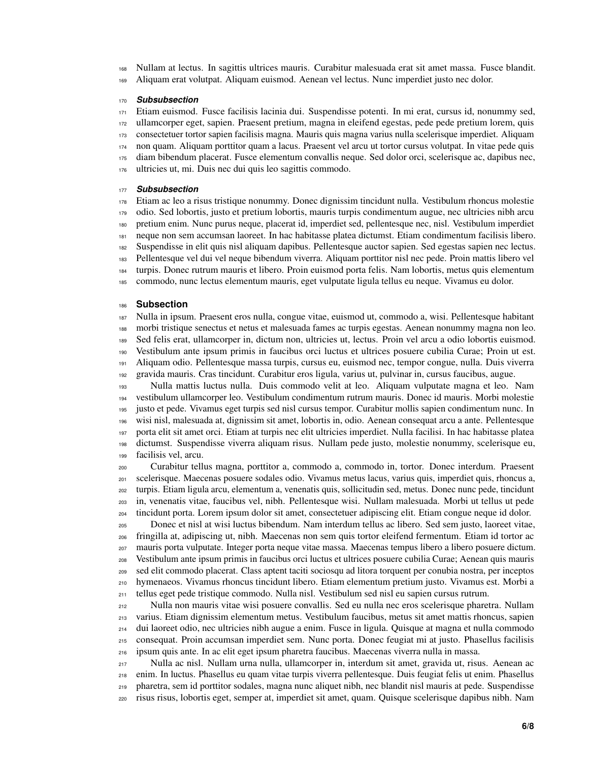Nullam at lectus. In sagittis ultrices mauris. Curabitur malesuada erat sit amet massa. Fusce blandit. Aliquam erat volutpat. Aliquam euismod. Aenean vel lectus. Nunc imperdiet justo nec dolor.

#### *Subsubsection*

Etiam euismod. Fusce facilisis lacinia dui. Suspendisse potenti. In mi erat, cursus id, nonummy sed, ullamcorper eget, sapien. Praesent pretium, magna in eleifend egestas, pede pede pretium lorem, quis consectetuer tortor sapien facilisis magna. Mauris quis magna varius nulla scelerisque imperdiet. Aliquam non quam. Aliquam porttitor quam a lacus. Praesent vel arcu ut tortor cursus volutpat. In vitae pede quis diam bibendum placerat. Fusce elementum convallis neque. Sed dolor orci, scelerisque ac, dapibus nec, ultricies ut, mi. Duis nec dui quis leo sagittis commodo.

#### *Subsubsection*

Etiam ac leo a risus tristique nonummy. Donec dignissim tincidunt nulla. Vestibulum rhoncus molestie odio. Sed lobortis, justo et pretium lobortis, mauris turpis condimentum augue, nec ultricies nibh arcu pretium enim. Nunc purus neque, placerat id, imperdiet sed, pellentesque nec, nisl. Vestibulum imperdiet neque non sem accumsan laoreet. In hac habitasse platea dictumst. Etiam condimentum facilisis libero. Suspendisse in elit quis nisl aliquam dapibus. Pellentesque auctor sapien. Sed egestas sapien nec lectus. Pellentesque vel dui vel neque bibendum viverra. Aliquam porttitor nisl nec pede. Proin mattis libero vel turpis. Donec rutrum mauris et libero. Proin euismod porta felis. Nam lobortis, metus quis elementum commodo, nunc lectus elementum mauris, eget vulputate ligula tellus eu neque. Vivamus eu dolor.

### Subsection

Nulla in ipsum. Praesent eros nulla, congue vitae, euismod ut, commodo a, wisi. Pellentesque habitant morbi tristique senectus et netus et malesuada fames ac turpis egestas. Aenean nonummy magna non leo. Sed felis erat, ullamcorper in, dictum non, ultricies ut, lectus. Proin vel arcu a odio lobortis euismod. Vestibulum ante ipsum primis in faucibus orci luctus et ultrices posuere cubilia Curae; Proin ut est. Aliquam odio. Pellentesque massa turpis, cursus eu, euismod nec, tempor congue, nulla. Duis viverra gravida mauris. Cras tincidunt. Curabitur eros ligula, varius ut, pulvinar in, cursus faucibus, augue.

Nulla mattis luctus nulla. Duis commodo velit at leo. Aliquam vulputate magna et leo. Nam vestibulum ullamcorper leo. Vestibulum condimentum rutrum mauris. Donec id mauris. Morbi molestie justo et pede. Vivamus eget turpis sed nisl cursus tempor. Curabitur mollis sapien condimentum nunc. In wisi nisl, malesuada at, dignissim sit amet, lobortis in, odio. Aenean consequat arcu a ante. Pellentesque porta elit sit amet orci. Etiam at turpis nec elit ultricies imperdiet. Nulla facilisi. In hac habitasse platea dictumst. Suspendisse viverra aliquam risus. Nullam pede justo, molestie nonummy, scelerisque eu, facilisis vel, arcu.

Curabitur tellus magna, porttitor a, commodo a, commodo in, tortor. Donec interdum. Praesent scelerisque. Maecenas posuere sodales odio. Vivamus metus lacus, varius quis, imperdiet quis, rhoncus a, turpis. Etiam ligula arcu, elementum a, venenatis quis, sollicitudin sed, metus. Donec nunc pede, tincidunt in, venenatis vitae, faucibus vel, nibh. Pellentesque wisi. Nullam malesuada. Morbi ut tellus ut pede tincidunt porta. Lorem ipsum dolor sit amet, consectetuer adipiscing elit. Etiam congue neque id dolor.

Donec et nisl at wisi luctus bibendum. Nam interdum tellus ac libero. Sed sem justo, laoreet vitae, fringilla at, adipiscing ut, nibh. Maecenas non sem quis tortor eleifend fermentum. Etiam id tortor ac mauris porta vulputate. Integer porta neque vitae massa. Maecenas tempus libero a libero posuere dictum. Vestibulum ante ipsum primis in faucibus orci luctus et ultrices posuere cubilia Curae; Aenean quis mauris sed elit commodo placerat. Class aptent taciti sociosqu ad litora torquent per conubia nostra, per inceptos hymenaeos. Vivamus rhoncus tincidunt libero. Etiam elementum pretium justo. Vivamus est. Morbi a tellus eget pede tristique commodo. Nulla nisl. Vestibulum sed nisl eu sapien cursus rutrum.

Nulla non mauris vitae wisi posuere convallis. Sed eu nulla nec eros scelerisque pharetra. Nullam varius. Etiam dignissim elementum metus. Vestibulum faucibus, metus sit amet mattis rhoncus, sapien dui laoreet odio, nec ultricies nibh augue a enim. Fusce in ligula. Quisque at magna et nulla commodo consequat. Proin accumsan imperdiet sem. Nunc porta. Donec feugiat mi at justo. Phasellus facilisis ipsum quis ante. In ac elit eget ipsum pharetra faucibus. Maecenas viverra nulla in massa.

Nulla ac nisl. Nullam urna nulla, ullamcorper in, interdum sit amet, gravida ut, risus. Aenean ac enim. In luctus. Phasellus eu quam vitae turpis viverra pellentesque. Duis feugiat felis ut enim. Phasellus pharetra, sem id porttitor sodales, magna nunc aliquet nibh, nec blandit nisl mauris at pede. Suspendisse risus risus, lobortis eget, semper at, imperdiet sit amet, quam. Quisque scelerisque dapibus nibh. Nam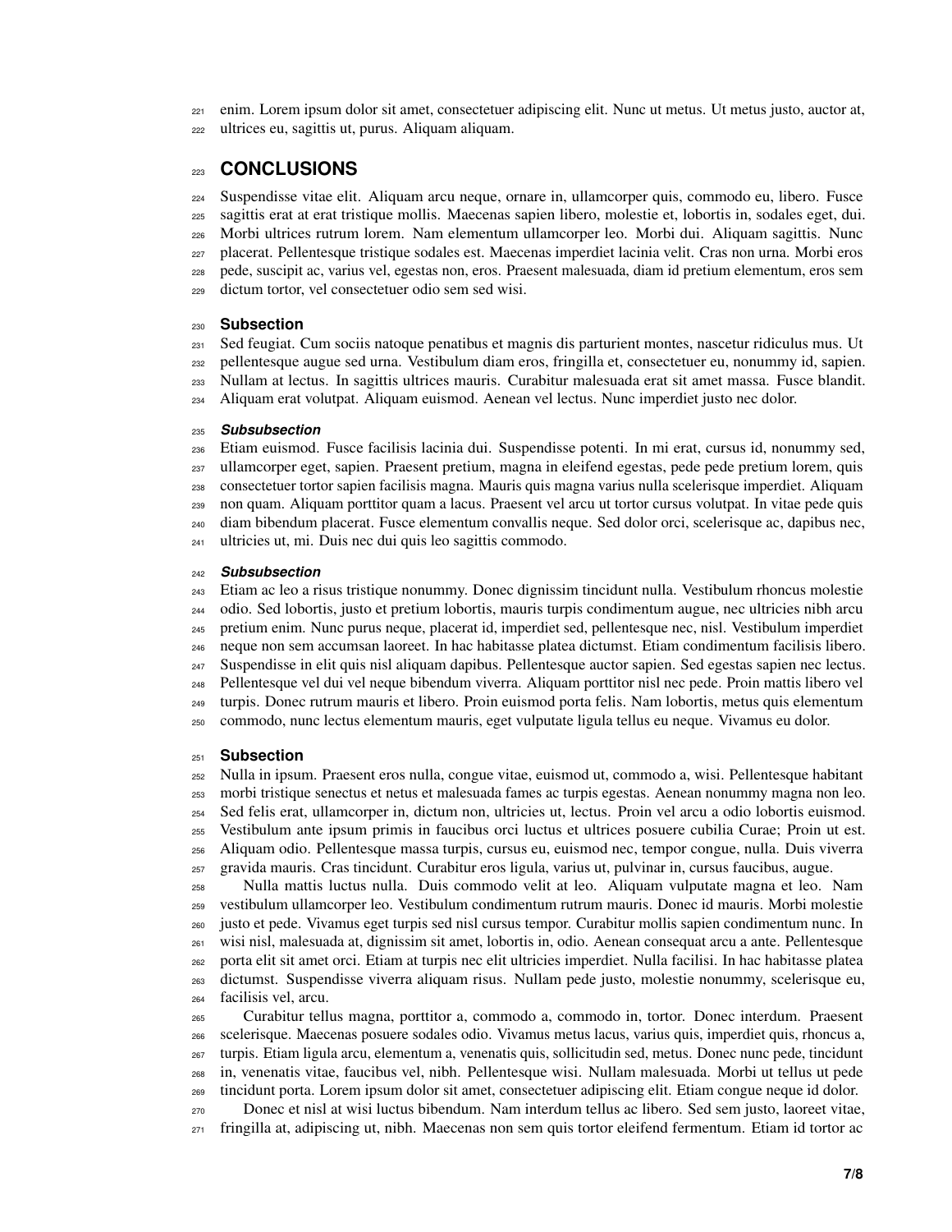enim. Lorem ipsum dolor sit amet, consectetuer adipiscing elit. Nunc ut metus. Ut metus justo, auctor at, ultrices eu, sagittis ut, purus. Aliquam aliquam.

# CONCLUSIONS

Suspendisse vitae elit. Aliquam arcu neque, ornare in, ullamcorper quis, commodo eu, libero. Fusce sagittis erat at erat tristique mollis. Maecenas sapien libero, molestie et, lobortis in, sodales eget, dui. Morbi ultrices rutrum lorem. Nam elementum ullamcorper leo. Morbi dui. Aliquam sagittis. Nunc placerat. Pellentesque tristique sodales est. Maecenas imperdiet lacinia velit. Cras non urna. Morbi eros pede, suscipit ac, varius vel, egestas non, eros. Praesent malesuada, diam id pretium elementum, eros sem dictum tortor, vel consectetuer odio sem sed wisi.

## Subsection

Sed feugiat. Cum sociis natoque penatibus et magnis dis parturient montes, nascetur ridiculus mus. Ut pellentesque augue sed urna. Vestibulum diam eros, fringilla et, consectetuer eu, nonummy id, sapien. Nullam at lectus. In sagittis ultrices mauris. Curabitur malesuada erat sit amet massa. Fusce blandit. Aliquam erat volutpat. Aliquam euismod. Aenean vel lectus. Nunc imperdiet justo nec dolor.

### *Subsubsection*

Etiam euismod. Fusce facilisis lacinia dui. Suspendisse potenti. In mi erat, cursus id, nonummy sed, ullamcorper eget, sapien. Praesent pretium, magna in eleifend egestas, pede pede pretium lorem, quis consectetuer tortor sapien facilisis magna. Mauris quis magna varius nulla scelerisque imperdiet. Aliquam non quam. Aliquam porttitor quam a lacus. Praesent vel arcu ut tortor cursus volutpat. In vitae pede quis diam bibendum placerat. Fusce elementum convallis neque. Sed dolor orci, scelerisque ac, dapibus nec, ultricies ut, mi. Duis nec dui quis leo sagittis commodo.

### *Subsubsection*

Etiam ac leo a risus tristique nonummy. Donec dignissim tincidunt nulla. Vestibulum rhoncus molestie odio. Sed lobortis, justo et pretium lobortis, mauris turpis condimentum augue, nec ultricies nibh arcu pretium enim. Nunc purus neque, placerat id, imperdiet sed, pellentesque nec, nisl. Vestibulum imperdiet neque non sem accumsan laoreet. In hac habitasse platea dictumst. Etiam condimentum facilisis libero. Suspendisse in elit quis nisl aliquam dapibus. Pellentesque auctor sapien. Sed egestas sapien nec lectus. Pellentesque vel dui vel neque bibendum viverra. Aliquam porttitor nisl nec pede. Proin mattis libero vel turpis. Donec rutrum mauris et libero. Proin euismod porta felis. Nam lobortis, metus quis elementum commodo, nunc lectus elementum mauris, eget vulputate ligula tellus eu neque. Vivamus eu dolor.

## Subsection

Nulla in ipsum. Praesent eros nulla, congue vitae, euismod ut, commodo a, wisi. Pellentesque habitant morbi tristique senectus et netus et malesuada fames ac turpis egestas. Aenean nonummy magna non leo. Sed felis erat, ullamcorper in, dictum non, ultricies ut, lectus. Proin vel arcu a odio lobortis euismod. Vestibulum ante ipsum primis in faucibus orci luctus et ultrices posuere cubilia Curae; Proin ut est. Aliquam odio. Pellentesque massa turpis, cursus eu, euismod nec, tempor congue, nulla. Duis viverra gravida mauris. Cras tincidunt. Curabitur eros ligula, varius ut, pulvinar in, cursus faucibus, augue.

Nulla mattis luctus nulla. Duis commodo velit at leo. Aliquam vulputate magna et leo. Nam vestibulum ullamcorper leo. Vestibulum condimentum rutrum mauris. Donec id mauris. Morbi molestie justo et pede. Vivamus eget turpis sed nisl cursus tempor. Curabitur mollis sapien condimentum nunc. In wisi nisl, malesuada at, dignissim sit amet, lobortis in, odio. Aenean consequat arcu a ante. Pellentesque porta elit sit amet orci. Etiam at turpis nec elit ultricies imperdiet. Nulla facilisi. In hac habitasse platea dictumst. Suspendisse viverra aliquam risus. Nullam pede justo, molestie nonummy, scelerisque eu, facilisis vel, arcu.

Curabitur tellus magna, porttitor a, commodo a, commodo in, tortor. Donec interdum. Praesent scelerisque. Maecenas posuere sodales odio. Vivamus metus lacus, varius quis, imperdiet quis, rhoncus a, turpis. Etiam ligula arcu, elementum a, venenatis quis, sollicitudin sed, metus. Donec nunc pede, tincidunt in, venenatis vitae, faucibus vel, nibh. Pellentesque wisi. Nullam malesuada. Morbi ut tellus ut pede tincidunt porta. Lorem ipsum dolor sit amet, consectetuer adipiscing elit. Etiam congue neque id dolor.

Donec et nisl at wisi luctus bibendum. Nam interdum tellus ac libero. Sed sem justo, laoreet vitae, fringilla at, adipiscing ut, nibh. Maecenas non sem quis tortor eleifend fermentum. Etiam id tortor ac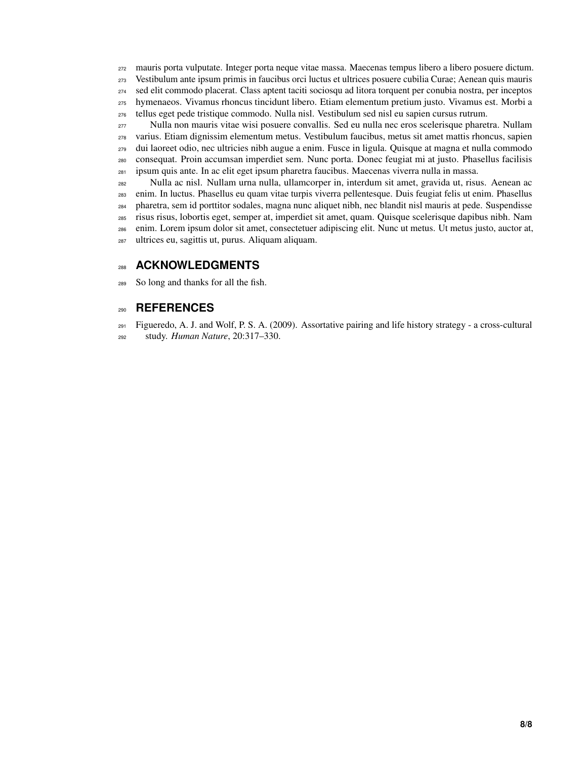mauris porta vulputate. Integer porta neque vitae massa. Maecenas tempus libero a libero posuere dictum. Vestibulum ante ipsum primis in faucibus orci luctus et ultrices posuere cubilia Curae; Aenean quis mauris sed elit commodo placerat. Class aptent taciti sociosqu ad litora torquent per conubia nostra, per inceptos hymenaeos. Vivamus rhoncus tincidunt libero. Etiam elementum pretium justo. Vivamus est. Morbi a tellus eget pede tristique commodo. Nulla nisl. Vestibulum sed nisl eu sapien cursus rutrum.

Nulla non mauris vitae wisi posuere convallis. Sed eu nulla nec eros scelerisque pharetra. Nullam varius. Etiam dignissim elementum metus. Vestibulum faucibus, metus sit amet mattis rhoncus, sapien dui laoreet odio, nec ultricies nibh augue a enim. Fusce in ligula. Quisque at magna et nulla commodo consequat. Proin accumsan imperdiet sem. Nunc porta. Donec feugiat mi at justo. Phasellus facilisis ipsum quis ante. In ac elit eget ipsum pharetra faucibus. Maecenas viverra nulla in massa.

Nulla ac nisl. Nullam urna nulla, ullamcorper in, interdum sit amet, gravida ut, risus. Aenean ac enim. In luctus. Phasellus eu quam vitae turpis viverra pellentesque. Duis feugiat felis ut enim. Phasellus pharetra, sem id porttitor sodales, magna nunc aliquet nibh, nec blandit nisl mauris at pede. Suspendisse risus risus, lobortis eget, semper at, imperdiet sit amet, quam. Quisque scelerisque dapibus nibh. Nam enim. Lorem ipsum dolor sit amet, consectetuer adipiscing elit. Nunc ut metus. Ut metus justo, auctor at, ultrices eu, sagittis ut, purus. Aliquam aliquam.

# ACKNOWLEDGMENTS

So long and thanks for all the fish.

# REFERENCES

Figueredo, A. J. and Wolf, P. S. A. (2009). Assortative pairing and life history strategy - a cross-cultural study. *Human Nature*, 20:317–330.